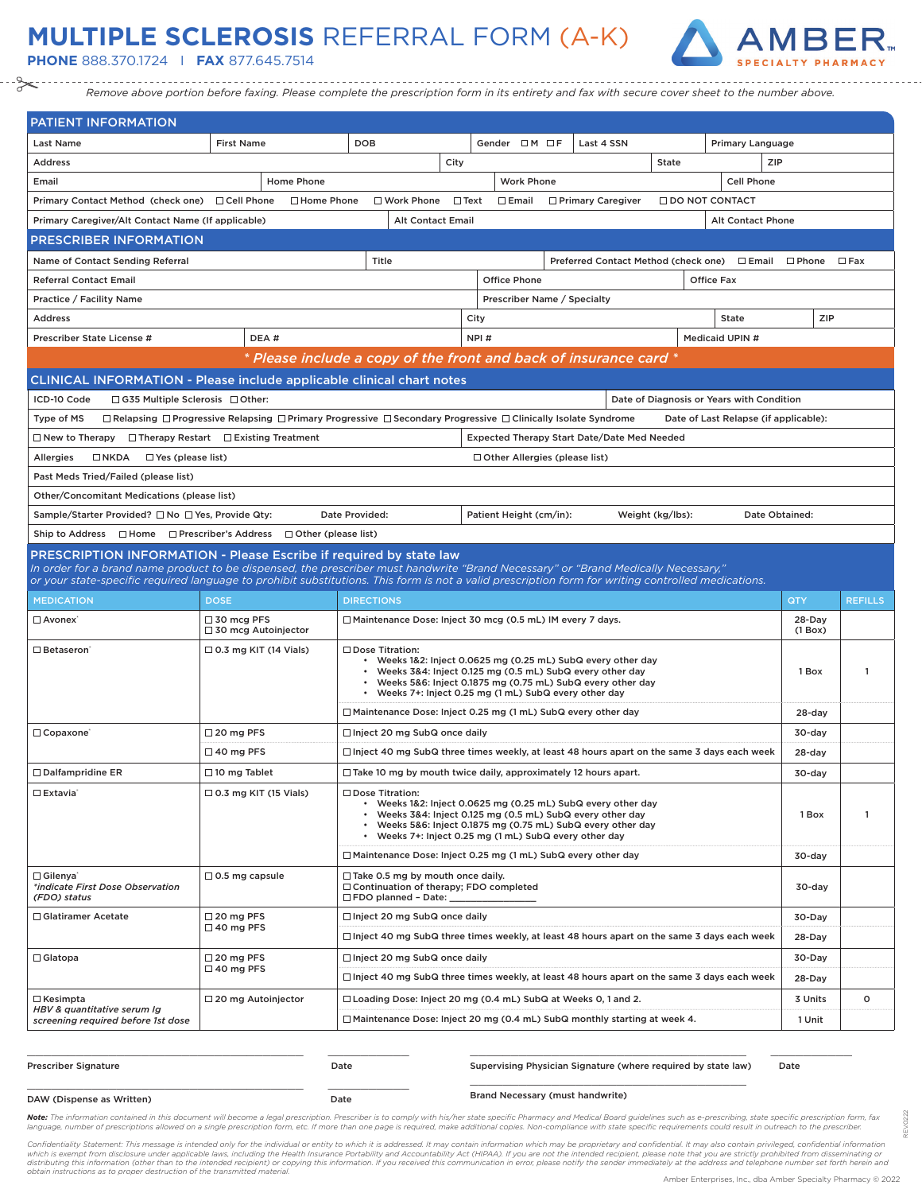# MULTIPLE SCLEROSIS REFERRAL FORM (A-K)

**PHONE** 888.370.1724 | **FAX** 877.645.7514

AMBER SPECIALTY PHARMACY

*Remove above portion before faxing. Please complete the prescription form in its entirety and fax with secure cover sheet to the number above.*

## PATIENT INFORMATION

| Last Name | First Name | DOB | Gender ☐M ☐F | Last 4 SSN | Primary Language |
|---|---|---|---|---|---|

| Address | City | State | ZIP |
|---|---|---|---|

| Email | Home Phone | Work Phone | Cell Phone |
|---|---|---|---|

Primary Contact Method (check one) ☐Cell Phone ☐Home Phone ☐Work Phone ☐Text ☐Email ☐Primary Caregiver ☐DO NOT CONTACT

| Primary Caregiver/Alt Contact Name (If applicable) | Alt Contact Email | Alt Contact Phone |
|---|---|---|

## PRESCRIBER INFORMATION

| Name of Contact Sending Referral | Title | Preferred Contact Method (check one) ☐Email ☐Phone ☐Fax |
|---|---|---|

| Referral Contact Email | Office Phone | Office Fax |
|---|---|---|

| Practice / Facility Name | Prescriber Name / Specialty |
|---|---|

| Address | City | State | ZIP |
|---|---|---|---|

| Prescriber State License # | DEA # | NPI # | Medicaid UPIN # |
|---|---|---|---|

*\* Please include a copy of the front and back of insurance card \**

## CLINICAL INFORMATION - Please include applicable clinical chart notes

ICD-10 Code ☐G35 Multiple Sclerosis ☐Other: | Date of Diagnosis or Years with Condition

Type of MS ☐Relapsing ☐Progressive Relapsing ☐Primary Progressive ☐Secondary Progressive ☐Clinically Isolate Syndrome | Date of Last Relapse (if applicable):

☐New to Therapy ☐Therapy Restart ☐Existing Treatment | Expected Therapy Start Date/Date Med Needed

Allergies ☐NKDA ☐Yes (please list) | ☐Other Allergies (please list)

Past Meds Tried/Failed (please list)

Other/Concomitant Medications (please list)

Sample/Starter Provided? ☐No ☐Yes, Provide Qty: Date Provided: | Patient Height (cm/in): Weight (kg/lbs): Date Obtained:

Ship to Address ☐Home ☐Prescriber's Address ☐Other (please list)

## PRESCRIPTION INFORMATION - Please Escribe if required by state law

*In order for a brand name product to be dispensed, the prescriber must handwrite "Brand Necessary" or "Brand Medically Necessary," or your state-specific required language to prohibit substitutions. This form is not a valid prescription form for writing controlled medications.*

| MEDICATION | DOSE | DIRECTIONS | QTY | REFILLS |
|---|---|---|---|---|
| ☐Avonex | ☐30 mcg PFS<br>☐30 mcg Autoinjector | ☐Maintenance Dose: Inject 30 mcg (0.5 mL) IM every 7 days. | 28-Day (1 Box) | |
| ☐Betaseron | ☐0.3 mg KIT (14 Vials) | ☐Dose Titration:<br>• Weeks 1&2: Inject 0.0625 mg (0.25 mL) SubQ every other day<br>• Weeks 3&4: Inject 0.125 mg (0.5 mL) SubQ every other day<br>• Weeks 5&6: Inject 0.1875 mg (0.75 mL) SubQ every other day<br>• Weeks 7+: Inject 0.25 mg (1 mL) SubQ every other day | 1 Box | 1 |
| | | ☐Maintenance Dose: Inject 0.25 mg (1 mL) SubQ every other day | 28-day | |
| ☐Copaxone | ☐20 mg PFS | ☐Inject 20 mg SubQ once daily | 30-day | |
| | ☐40 mg PFS | ☐Inject 40 mg SubQ three times weekly, at least 48 hours apart on the same 3 days each week | 28-day | |
| ☐Dalfampridine ER | ☐10 mg Tablet | ☐Take 10 mg by mouth twice daily, approximately 12 hours apart. | 30-day | |
| ☐Extavia | ☐0.3 mg KIT (15 Vials) | ☐Dose Titration:<br>• Weeks 1&2: Inject 0.0625 mg (0.25 mL) SubQ every other day<br>• Weeks 3&4: Inject 0.125 mg (0.5 mL) SubQ every other day<br>• Weeks 5&6: Inject 0.1875 mg (0.75 mL) SubQ every other day<br>• Weeks 7+: Inject 0.25 mg (1 mL) SubQ every other day | 1 Box | 1 |
| | | ☐Maintenance Dose: Inject 0.25 mg (1 mL) SubQ every other day | 30-day | |
| ☐Gilenya<br>*\*indicate First Dose Observation (FDO) status* | ☐0.5 mg capsule | ☐Take 0.5 mg by mouth once daily.<br>☐Continuation of therapy; FDO completed<br>☐FDO planned – Date: ______________ | 30-day | |
| ☐Glatiramer Acetate | ☐20 mg PFS<br>☐40 mg PFS | ☐Inject 20 mg SubQ once daily | 30-Day | |
| | | ☐Inject 40 mg SubQ three times weekly, at least 48 hours apart on the same 3 days each week | 28-Day | |
| ☐Glatopa | ☐20 mg PFS<br>☐40 mg PFS | ☐Inject 20 mg SubQ once daily | 30-Day | |
| | | ☐Inject 40 mg SubQ three times weekly, at least 48 hours apart on the same 3 days each week | 28-Day | |
| ☐Kesimpta<br>*HBV & quantitative serum Ig screening required before 1st dose* | ☐20 mg Autoinjector | ☐Loading Dose: Inject 20 mg (0.4 mL) SubQ at Weeks 0, 1 and 2. | 3 Units | 0 |
| | | ☐Maintenance Dose: Inject 20 mg (0.4 mL) SubQ monthly starting at week 4. | 1 Unit | |

Prescriber Signature ____________ Date ________ Supervising Physician Signature (where required by state law) ____________ Date ________

DAW (Dispense as Written) ____________ Date ________ Brand Necessary (must handwrite) ____________

***Note:*** *The information contained in this document will become a legal prescription. Prescriber is to comply with his/her state specific Pharmacy and Medical Board guidelines such as e-prescribing, state specific prescription form, fax language, number of prescriptions allowed on a single prescription form, etc. If more than one page is required, make additional copies. Non-compliance with state specific requirements could result in outreach to the prescriber.*

*Confidentiality Statement: This message is intended only for the individual or entity to which it is addressed. It may contain information which may be proprietary and confidential. It may also contain privileged, confidential information which is exempt from disclosure under applicable laws, including the Health Insurance Portability and Accountability Act (HIPAA). If you are not the intended recipient, please note that you are strictly prohibited from disseminating or distributing this information (other than to the intended recipient) or copying this information. If you received this communication in error, please notify the sender immediately at the address and telephone number set forth herein and obtain instructions as to proper destruction of the transmitted material.*

REV0222

Amber Enterprises, Inc., dba Amber Specialty Pharmacy © 2022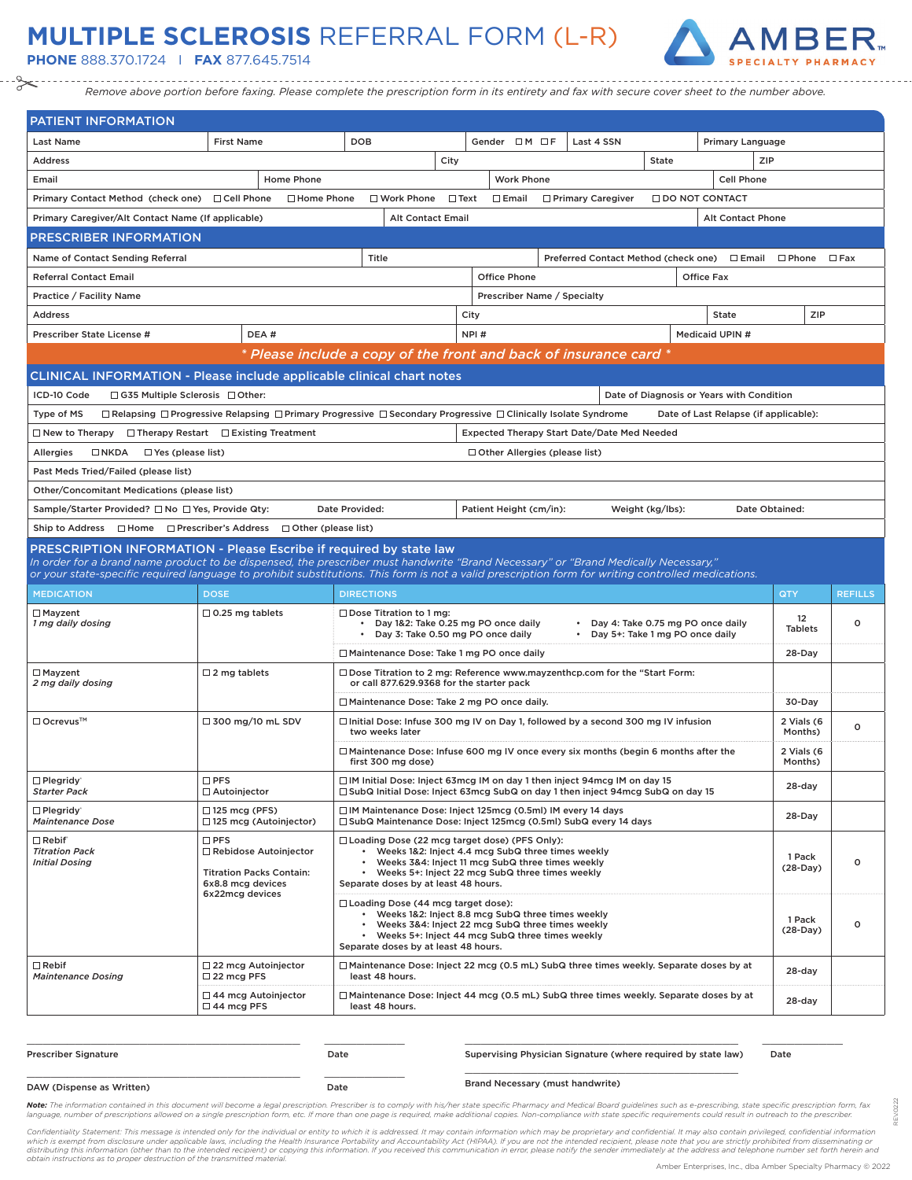# MULTIPLE SCLEROSIS REFERRAL FORM (L-R)

**PHONE** 888.370.1724 | **FAX** 877.645.7514

AMBER SPECIALTY PHARMACY

*Remove above portion before faxing. Please complete the prescription form in its entirety and fax with secure cover sheet to the number above.*

## PATIENT INFORMATION

| | | | | |
|---|---|---|---|---|
| Last Name | First Name | DOB | Gender ☐M ☐F | Last 4 SSN | Primary Language |
| Address | | City | | State | ZIP |
| Email | Home Phone | Work Phone | Cell Phone | | |

Primary Contact Method (check one) ☐Cell Phone ☐Home Phone ☐Work Phone ☐Text ☐Email ☐Primary Caregiver ☐DO NOT CONTACT

| | | |
|---|---|---|
| Primary Caregiver/Alt Contact Name (If applicable) | Alt Contact Email | Alt Contact Phone |

## PRESCRIBER INFORMATION

| | | |
|---|---|---|
| Name of Contact Sending Referral | Title | Preferred Contact Method (check one) ☐Email ☐Phone ☐Fax |
| Referral Contact Email | Office Phone | Office Fax |
| Practice / Facility Name | Prescriber Name / Specialty | |
| Address | City | State / ZIP |
| Prescriber State License # / DEA # | NPI # | Medicaid UPIN # |

*** Please include a copy of the front and back of insurance card ***

## CLINICAL INFORMATION - Please include applicable clinical chart notes

ICD-10 Code ☐G35 Multiple Sclerosis ☐Other: | Date of Diagnosis or Years with Condition

Type of MS ☐Relapsing ☐Progressive Relapsing ☐Primary Progressive ☐Secondary Progressive ☐Clinically Isolate Syndrome | Date of Last Relapse (if applicable):

☐New to Therapy ☐Therapy Restart ☐Existing Treatment | Expected Therapy Start Date/Date Med Needed

Allergies ☐NKDA ☐Yes (please list) | ☐Other Allergies (please list)

Past Meds Tried/Failed (please list)

Other/Concomitant Medications (please list)

Sample/Starter Provided? ☐No ☐Yes, Provide Qty: Date Provided: | Patient Height (cm/in): Weight (kg/lbs): Date Obtained:

Ship to Address ☐Home ☐Prescriber's Address ☐Other (please list)

## PRESCRIPTION INFORMATION - Please Escribe if required by state law

*In order for a brand name product to be dispensed, the prescriber must handwrite "Brand Necessary" or "Brand Medically Necessary," or your state-specific required language to prohibit substitutions. This form is not a valid prescription form for writing controlled medications.*

| MEDICATION | DOSE | DIRECTIONS | QTY | REFILLS |
|---|---|---|---|---|
| ☐Mayzent *1 mg daily dosing* | ☐0.25 mg tablets | ☐Dose Titration to 1 mg: • Day 1&2: Take 0.25 mg PO once daily • Day 3: Take 0.50 mg PO once daily • Day 4: Take 0.75 mg PO once daily • Day 5+: Take 1 mg PO once daily | 12 Tablets | 0 |
| | | ☐Maintenance Dose: Take 1 mg PO once daily | 28-Day | |
| ☐Mayzent *2 mg daily dosing* | ☐2 mg tablets | ☐Dose Titration to 2 mg: Reference www.mayzenthcp.com for the "Start Form: or call 877.629.9368 for the starter pack | | |
| | | ☐Maintenance Dose: Take 2 mg PO once daily. | 30-Day | |
| ☐Ocrevus™ | ☐300 mg/10 mL SDV | ☐Initial Dose: Infuse 300 mg IV on Day 1, followed by a second 300 mg IV infusion two weeks later | 2 Vials (6 Months) | 0 |
| | | ☐Maintenance Dose: Infuse 600 mg IV once every six months (begin 6 months after the first 300 mg dose) | 2 Vials (6 Months) | |
| ☐Plegridy *Starter Pack* | ☐PFS ☐Autoinjector | ☐IM Initial Dose: Inject 63mcg IM on day 1 then inject 94mcg IM on day 15 ☐SubQ Initial Dose: Inject 63mcg SubQ on day 1 then inject 94mcg SubQ on day 15 | 28-day | |
| ☐Plegridy *Maintenance Dose* | ☐125 mcg (PFS) ☐125 mcg (Autoinjector) | ☐IM Maintenance Dose: Inject 125mcg (0.5ml) IM every 14 days ☐SubQ Maintenance Dose: Inject 125mcg (0.5ml) SubQ every 14 days | 28-Day | |
| ☐Rebif *Titration Pack Initial Dosing* | ☐PFS ☐Rebidose Autoinjector Titration Packs Contain: 6x8.8 mcg devices 6x22mcg devices | ☐Loading Dose (22 mcg target dose) (PFS Only): • Weeks 1&2: Inject 4.4 mcg SubQ three times weekly • Weeks 3&4: Inject 11 mcg SubQ three times weekly • Weeks 5+: Inject 22 mcg SubQ three times weekly Separate doses by at least 48 hours. | 1 Pack (28-Day) | 0 |
| | | ☐Loading Dose (44 mcg target dose): • Weeks 1&2: Inject 8.8 mcg SubQ three times weekly • Weeks 3&4: Inject 22 mcg SubQ three times weekly • Weeks 5+: Inject 44 mcg SubQ three times weekly Separate doses by at least 48 hours. | 1 Pack (28-Day) | 0 |
| ☐Rebif *Maintenance Dosing* | ☐22 mcg Autoinjector ☐22 mcg PFS | ☐Maintenance Dose: Inject 22 mcg (0.5 mL) SubQ three times weekly. Separate doses by at least 48 hours. | 28-day | |
| | ☐44 mcg Autoinjector ☐44 mcg PFS | ☐Maintenance Dose: Inject 44 mcg (0.5 mL) SubQ three times weekly. Separate doses by at least 48 hours. | 28-day | |

Prescriber Signature ______________ Date ________ Supervising Physician Signature (where required by state law) ______________ Date ________

DAW (Dispense as Written) ______________ Date ________ Brand Necessary (must handwrite) ______________

***Note:*** *The information contained in this document will become a legal prescription. Prescriber is to comply with his/her state specific Pharmacy and Medical Board guidelines such as e-prescribing, state specific prescription form, fax language, number of prescriptions allowed on a single prescription form, etc. If more than one page is required, make additional copies. Non-compliance with state specific requirements could result in outreach to the prescriber.*

*Confidentiality Statement: This message is intended only for the individual or entity to which it is addressed. It may contain information which may be proprietary and confidential. It may also contain privileged, confidential information which is exempt from disclosure under applicable laws, including the Health Insurance Portability and Accountability Act (HIPAA). If you are not the intended recipient, please note that you are strictly prohibited from disseminating or distributing this information (other than to the intended recipient) or copying this information. If you received this communication in error, please notify the sender immediately at the address and telephone number set forth herein and obtain instructions as to proper destruction of the transmitted material.*

REV0222

Amber Enterprises, Inc., dba Amber Specialty Pharmacy © 2022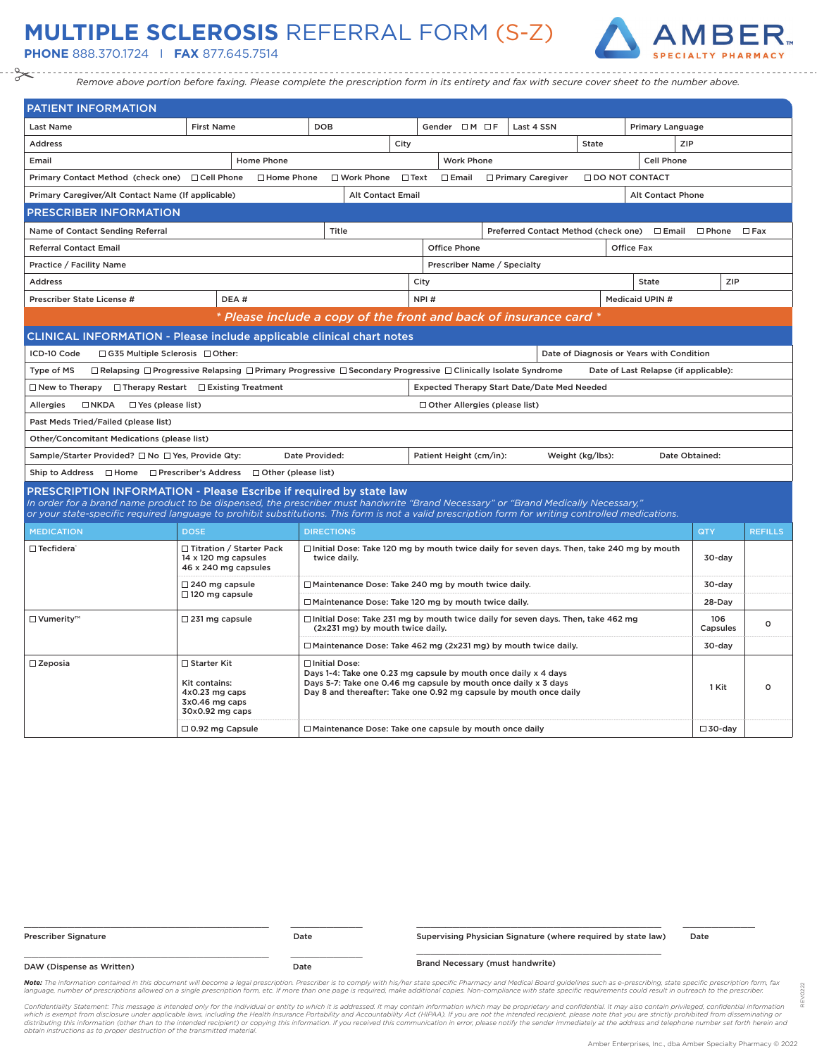# MULTIPLE SCLEROSIS REFERRAL FORM (S-Z)

**PHONE** 888.370.1724 | **FAX** 877.645.7514

AMBER SPECIALTY PHARMACY

*Remove above portion before faxing. Please complete the prescription form in its entirety and fax with secure cover sheet to the number above.*

## PATIENT INFORMATION

| | | | | | |
|---|---|---|---|---|---|
| Last Name | First Name | DOB | Gender ☐M ☐F | Last 4 SSN | Primary Language |
| Address | | City | | State | ZIP |
| Email | Home Phone | | Work Phone | | Cell Phone |

Primary Contact Method (check one) ☐Cell Phone ☐Home Phone ☐Work Phone ☐Text ☐Email ☐Primary Caregiver ☐DO NOT CONTACT

| | | |
|---|---|---|
| Primary Caregiver/Alt Contact Name (If applicable) | Alt Contact Email | Alt Contact Phone |

## PRESCRIBER INFORMATION

| | | | |
|---|---|---|---|
| Name of Contact Sending Referral | Title | Preferred Contact Method (check one) ☐Email ☐Phone ☐Fax | |
| Referral Contact Email | Office Phone | Office Fax | |
| Practice / Facility Name | Prescriber Name / Specialty | | |
| Address | City | State | ZIP |
| Prescriber State License # | DEA # | NPI # | Medicaid UPIN # |

*\* Please include a copy of the front and back of insurance card \**

## CLINICAL INFORMATION - Please include applicable clinical chart notes

ICD-10 Code ☐G35 Multiple Sclerosis ☐Other: | Date of Diagnosis or Years with Condition

Type of MS ☐Relapsing ☐Progressive Relapsing ☐Primary Progressive ☐Secondary Progressive ☐Clinically Isolate Syndrome | Date of Last Relapse (if applicable):

☐New to Therapy ☐Therapy Restart ☐Existing Treatment | Expected Therapy Start Date/Date Med Needed

Allergies ☐NKDA ☐Yes (please list) ☐Other Allergies (please list)

Past Meds Tried/Failed (please list)

Other/Concomitant Medications (please list)

Sample/Starter Provided? ☐No ☐Yes, Provide Qty: Date Provided: | Patient Height (cm/in): Weight (kg/lbs): Date Obtained:

Ship to Address ☐Home ☐Prescriber's Address ☐Other (please list)

## PRESCRIPTION INFORMATION - Please Escribe if required by state law

*In order for a brand name product to be dispensed, the prescriber must handwrite "Brand Necessary" or "Brand Medically Necessary," or your state-specific required language to prohibit substitutions. This form is not a valid prescription form for writing controlled medications.*

| MEDICATION | DOSE | DIRECTIONS | QTY | REFILLS |
|---|---|---|---|---|
| ☐Tecfidera® | ☐Titration / Starter Pack 14 x 120 mg capsules 46 x 240 mg capsules | ☐Initial Dose: Take 120 mg by mouth twice daily for seven days. Then, take 240 mg by mouth twice daily. | 30-day | |
| | ☐240 mg capsule ☐120 mg capsule | ☐Maintenance Dose: Take 240 mg by mouth twice daily. | 30-day | |
| | | ☐Maintenance Dose: Take 120 mg by mouth twice daily. | 28-Day | |
| ☐Vumerity™ | ☐231 mg capsule | ☐Initial Dose: Take 231 mg by mouth twice daily for seven days. Then, take 462 mg (2x231 mg) by mouth twice daily. | 106 Capsules | 0 |
| | | ☐Maintenance Dose: Take 462 mg (2x231 mg) by mouth twice daily. | 30-day | |
| ☐Zeposia | ☐Starter Kit<br>Kit contains:<br>4x0.23 mg caps<br>3x0.46 mg caps<br>30x0.92 mg caps | ☐Initial Dose:<br>Days 1-4: Take one 0.23 mg capsule by mouth once daily x 4 days<br>Days 5-7: Take one 0.46 mg capsule by mouth once daily x 3 days<br>Day 8 and thereafter: Take one 0.92 mg capsule by mouth once daily | 1 Kit | 0 |
| | ☐0.92 mg Capsule | ☐Maintenance Dose: Take one capsule by mouth once daily | ☐30-day | |

Prescriber Signature ____________ Date ________ Supervising Physician Signature (where required by state law) ____________ Date ________

DAW (Dispense as Written) ____________ Date ________ Brand Necessary (must handwrite) ____________

***Note:*** *The information contained in this document will become a legal prescription. Prescriber is to comply with his/her state specific Pharmacy and Medical Board guidelines such as e-prescribing, state specific prescription form, fax language, number of prescriptions allowed on a single prescription form, etc. If more than one page is required, make additional copies. Non-compliance with state specific requirements could result in outreach to the prescriber.*

*Confidentiality Statement: This message is intended only for the individual or entity to which it is addressed. It may contain information which may be proprietary and confidential. It may also contain privileged, confidential information which is exempt from disclosure under applicable laws, including the Health Insurance Portability and Accountability Act (HIPAA). If you are not the intended recipient, please note that you are strictly prohibited from disseminating or distributing this information (other than to the intended recipient) or copying this information. If you received this communication in error, please notify the sender immediately at the address and telephone number set forth herein and obtain instructions as to proper destruction of the transmitted material.*

REV0222

Amber Enterprises, Inc., dba Amber Specialty Pharmacy © 2022